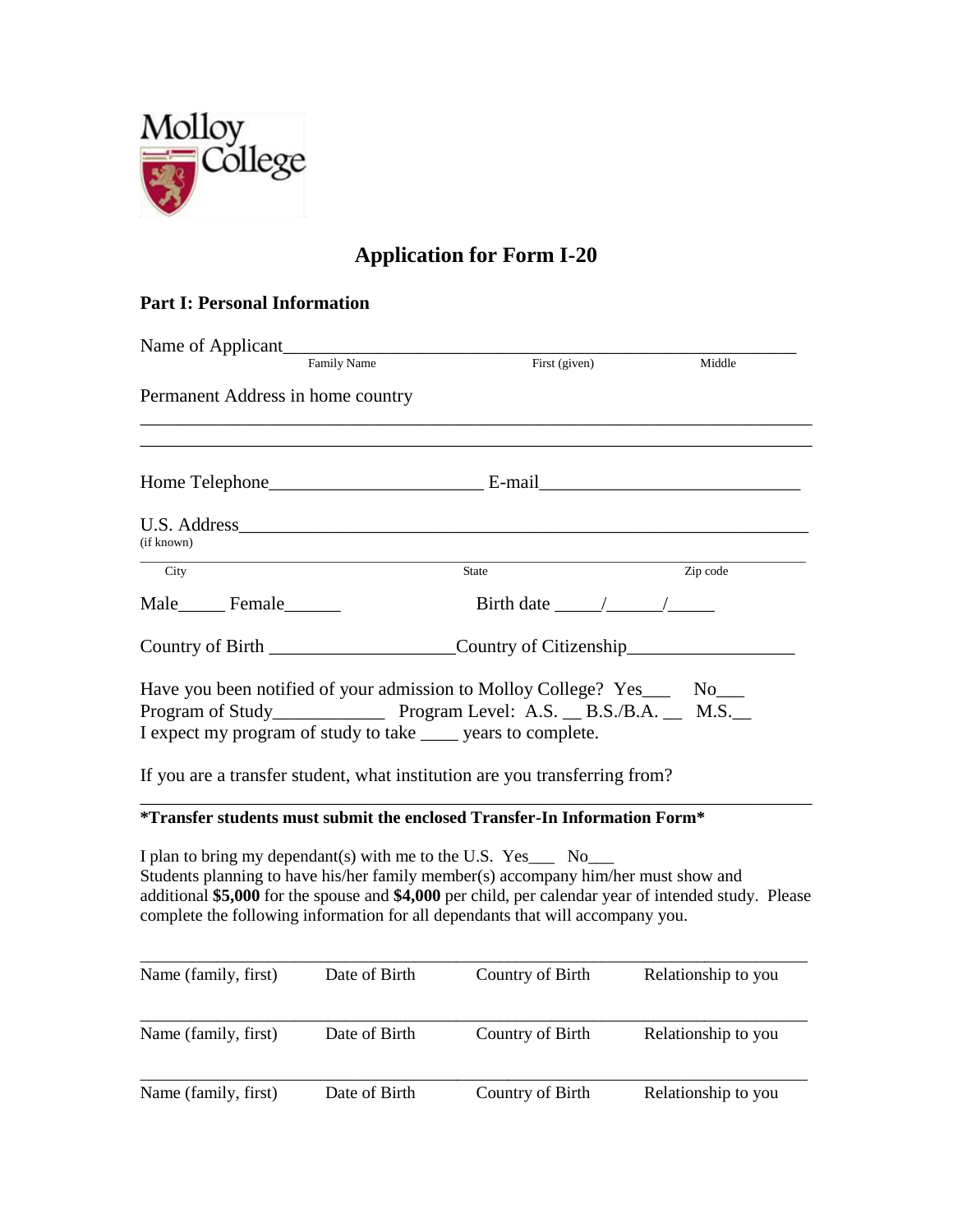Molloy College

# Application for Form I-20

## Part I: Personal Information

Name of Applicant_______________________________________________________
Family Name First (given) Middle

Permanent Address in home country

_______________________________________________________________________

_______________________________________________________________________

Home Telephone______________________ E-mail__________________________

U.S. Address_____________________________________________________________
(if known)

_______________________________________________________________________
City State Zip code

Male_____ Female______ Birth date _____/______/_____

Country of Birth ___________________Country of Citizenship_________________

Have you been notified of your admission to Molloy College? Yes___ No___
Program of Study___________ Program Level: A.S. __ B.S./B.A. __ M.S.__
I expect my program of study to take ____ years to complete.

If you are a transfer student, what institution are you transferring from?

_______________________________________________________________________

**\*Transfer students must submit the enclosed Transfer-In Information Form\***

I plan to bring my dependant(s) with me to the U.S. Yes___ No___
Students planning to have his/her family member(s) accompany him/her must show and additional **$5,000** for the spouse and **$4,000** per child, per calendar year of intended study. Please complete the following information for all dependants that will accompany you.

_______________________________________________________________________
Name (family, first) Date of Birth Country of Birth Relationship to you

_______________________________________________________________________
Name (family, first) Date of Birth Country of Birth Relationship to you

_______________________________________________________________________
Name (family, first) Date of Birth Country of Birth Relationship to you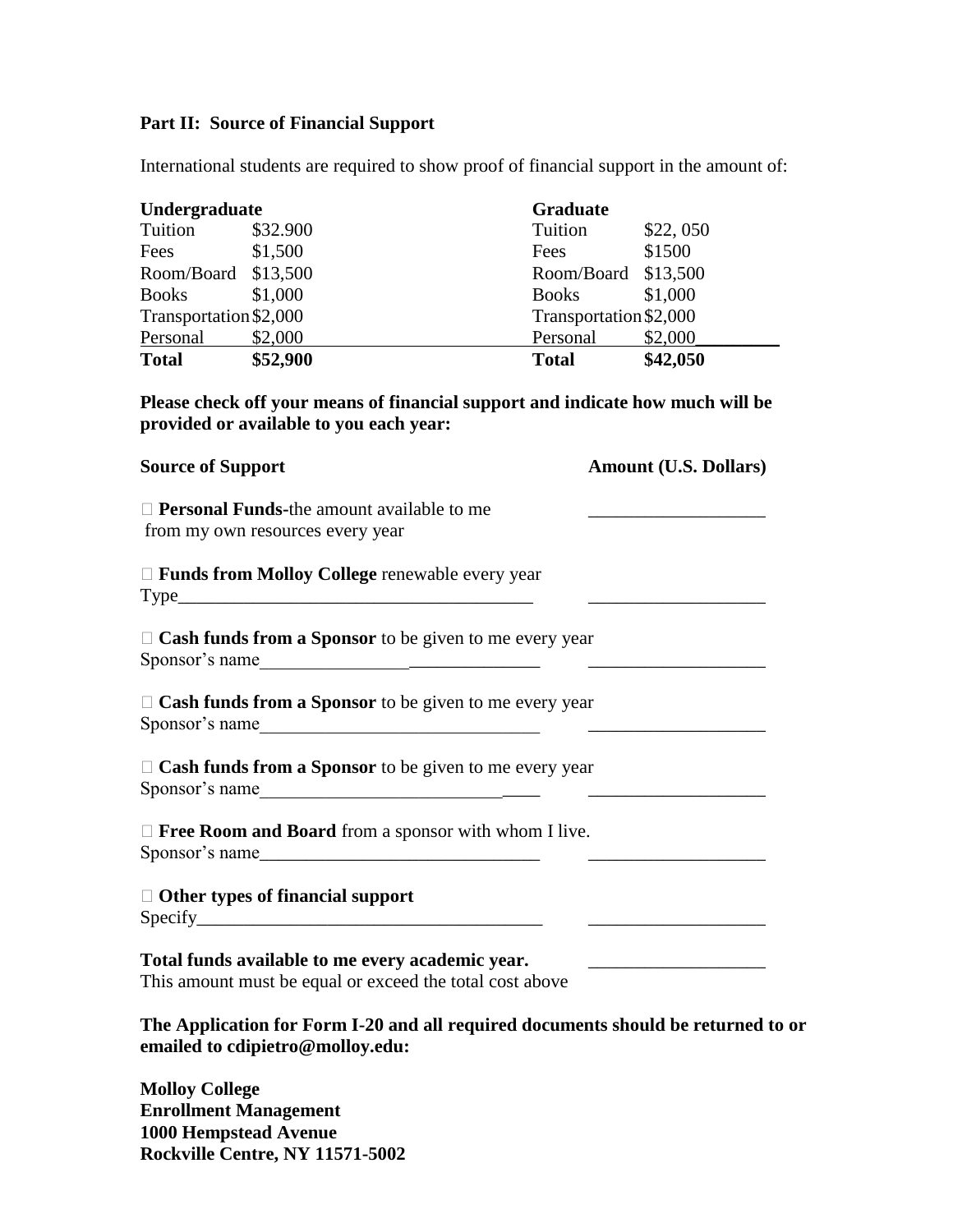**Part II: Source of Financial Support**

International students are required to show proof of financial support in the amount of:

| Undergraduate | | Graduate | |
|---|---|---|---|
| Tuition | $32.900 | Tuition | $22, 050 |
| Fees | $1,500 | Fees | $1500 |
| Room/Board | $13,500 | Room/Board | $13,500 |
| Books | $1,000 | Books | $1,000 |
| Transportation | $2,000 | Transportation | $2,000 |
| Personal | $2,000 | Personal | $2,000 |
| **Total** | **$52,900** | **Total** | **$42,050** |

**Please check off your means of financial support and indicate how much will be provided or available to you each year:**

| **Source of Support** | **Amount (U.S. Dollars)** |
|---|---|
| ☐ **Personal Funds**-the amount available to me from my own resources every year | ___________________ |
| ☐ **Funds from Molloy College** renewable every year<br>Type______________________________________ | ___________________ |
| ☐ **Cash funds from a Sponsor** to be given to me every year<br>Sponsor's name______________________________ | ___________________ |
| ☐ **Cash funds from a Sponsor** to be given to me every year<br>Sponsor's name______________________________ | ___________________ |
| ☐ **Cash funds from a Sponsor** to be given to me every year<br>Sponsor's name______________________________ | ___________________ |
| ☐ **Free Room and Board** from a sponsor with whom I live.<br>Sponsor's name______________________________ | ___________________ |
| ☐ **Other types of financial support**<br>Specify_____________________________________ | ___________________ |
| **Total funds available to me every academic year.**<br>This amount must be equal or exceed the total cost above | ___________________ |

**The Application for Form I-20 and all required documents should be returned to or emailed to cdipietro@molloy.edu:**

**Molloy College**
**Enrollment Management**
**1000 Hempstead Avenue**
**Rockville Centre, NY 11571-5002**